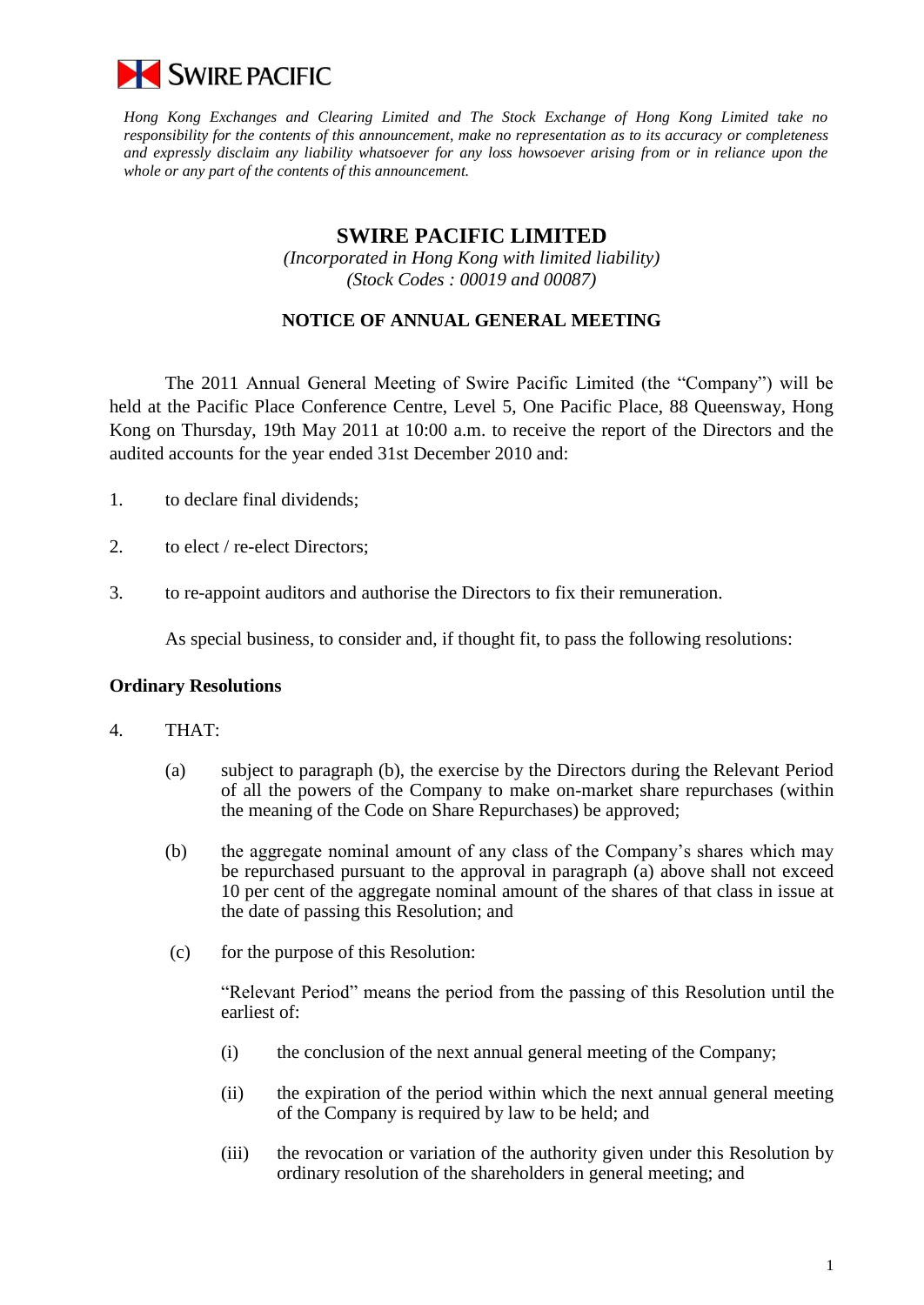SWIRE PACIFIC

*Hong Kong Exchanges and Clearing Limited and The Stock Exchange of Hong Kong Limited take no responsibility for the contents of this announcement, make no representation as to its accuracy or completeness and expressly disclaim any liability whatsoever for any loss howsoever arising from or in reliance upon the whole or any part of the contents of this announcement.*

# SWIRE PACIFIC LIMITED

*(Incorporated in Hong Kong with limited liability)*
*(Stock Codes : 00019 and 00087)*

## NOTICE OF ANNUAL GENERAL MEETING

The 2011 Annual General Meeting of Swire Pacific Limited (the "Company") will be held at the Pacific Place Conference Centre, Level 5, One Pacific Place, 88 Queensway, Hong Kong on Thursday, 19th May 2011 at 10:00 a.m. to receive the report of the Directors and the audited accounts for the year ended 31st December 2010 and:

1. to declare final dividends;

2. to elect / re-elect Directors;

3. to re-appoint auditors and authorise the Directors to fix their remuneration.

As special business, to consider and, if thought fit, to pass the following resolutions:

**Ordinary Resolutions**

4. THAT:

   (a) subject to paragraph (b), the exercise by the Directors during the Relevant Period of all the powers of the Company to make on-market share repurchases (within the meaning of the Code on Share Repurchases) be approved;

   (b) the aggregate nominal amount of any class of the Company's shares which may be repurchased pursuant to the approval in paragraph (a) above shall not exceed 10 per cent of the aggregate nominal amount of the shares of that class in issue at the date of passing this Resolution; and

   (c) for the purpose of this Resolution:

   "Relevant Period" means the period from the passing of this Resolution until the earliest of:

   (i) the conclusion of the next annual general meeting of the Company;

   (ii) the expiration of the period within which the next annual general meeting of the Company is required by law to be held; and

   (iii) the revocation or variation of the authority given under this Resolution by ordinary resolution of the shareholders in general meeting; and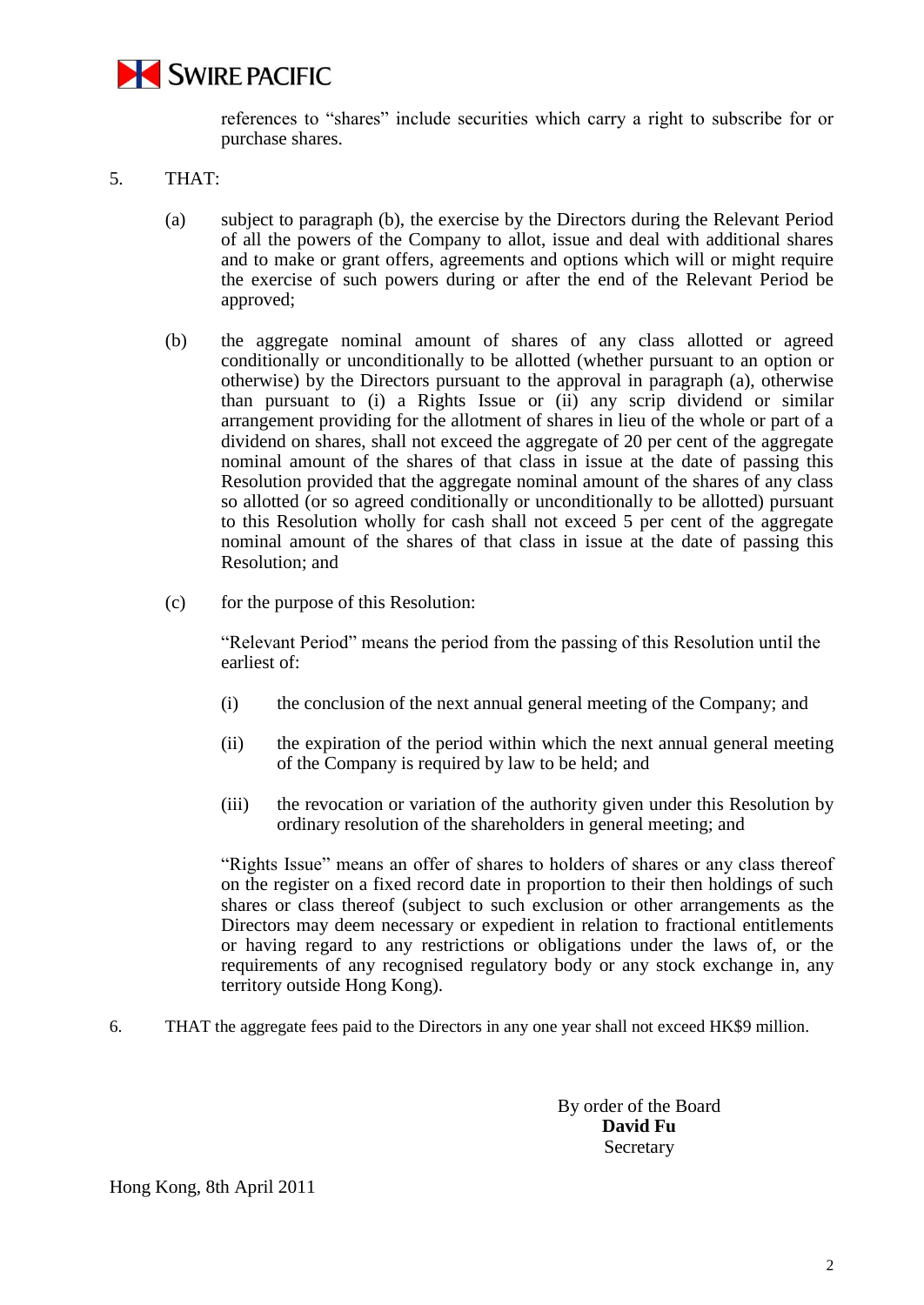references to "shares" include securities which carry a right to subscribe for or purchase shares.

5. THAT:

   (a) subject to paragraph (b), the exercise by the Directors during the Relevant Period of all the powers of the Company to allot, issue and deal with additional shares and to make or grant offers, agreements and options which will or might require the exercise of such powers during or after the end of the Relevant Period be approved;

   (b) the aggregate nominal amount of shares of any class allotted or agreed conditionally or unconditionally to be allotted (whether pursuant to an option or otherwise) by the Directors pursuant to the approval in paragraph (a), otherwise than pursuant to (i) a Rights Issue or (ii) any scrip dividend or similar arrangement providing for the allotment of shares in lieu of the whole or part of a dividend on shares, shall not exceed the aggregate of 20 per cent of the aggregate nominal amount of the shares of that class in issue at the date of passing this Resolution provided that the aggregate nominal amount of the shares of any class so allotted (or so agreed conditionally or unconditionally to be allotted) pursuant to this Resolution wholly for cash shall not exceed 5 per cent of the aggregate nominal amount of the shares of that class in issue at the date of passing this Resolution; and

   (c) for the purpose of this Resolution:

   "Relevant Period" means the period from the passing of this Resolution until the earliest of:

   (i) the conclusion of the next annual general meeting of the Company; and

   (ii) the expiration of the period within which the next annual general meeting of the Company is required by law to be held; and

   (iii) the revocation or variation of the authority given under this Resolution by ordinary resolution of the shareholders in general meeting; and

   "Rights Issue" means an offer of shares to holders of shares or any class thereof on the register on a fixed record date in proportion to their then holdings of such shares or class thereof (subject to such exclusion or other arrangements as the Directors may deem necessary or expedient in relation to fractional entitlements or having regard to any restrictions or obligations under the laws of, or the requirements of any recognised regulatory body or any stock exchange in, any territory outside Hong Kong).

6. THAT the aggregate fees paid to the Directors in any one year shall not exceed HK$9 million.

By order of the Board
**David Fu**
Secretary

Hong Kong, 8th April 2011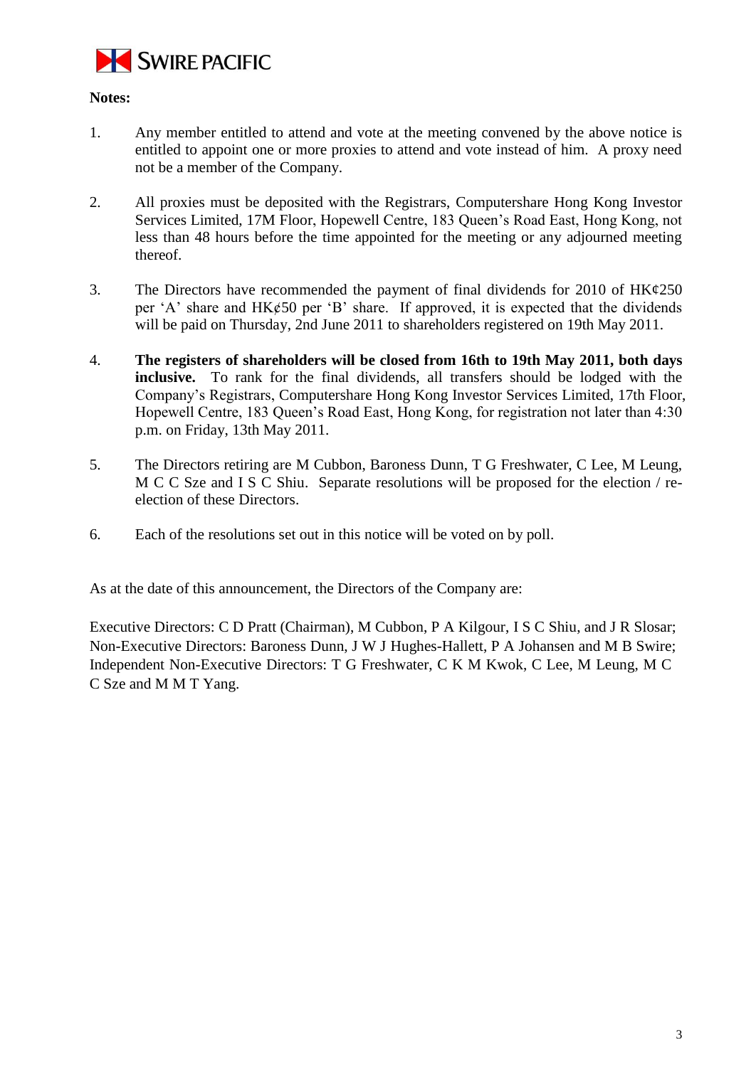**SWIRE PACIFIC**

**Notes:**

1. Any member entitled to attend and vote at the meeting convened by the above notice is entitled to appoint one or more proxies to attend and vote instead of him. A proxy need not be a member of the Company.

2. All proxies must be deposited with the Registrars, Computershare Hong Kong Investor Services Limited, 17M Floor, Hopewell Centre, 183 Queen's Road East, Hong Kong, not less than 48 hours before the time appointed for the meeting or any adjourned meeting thereof.

3. The Directors have recommended the payment of final dividends for 2010 of HK¢250 per 'A' share and HK¢50 per 'B' share. If approved, it is expected that the dividends will be paid on Thursday, 2nd June 2011 to shareholders registered on 19th May 2011.

4. **The registers of shareholders will be closed from 16th to 19th May 2011, both days inclusive.** To rank for the final dividends, all transfers should be lodged with the Company's Registrars, Computershare Hong Kong Investor Services Limited, 17th Floor, Hopewell Centre, 183 Queen's Road East, Hong Kong, for registration not later than 4:30 p.m. on Friday, 13th May 2011.

5. The Directors retiring are M Cubbon, Baroness Dunn, T G Freshwater, C Lee, M Leung, M C C Sze and I S C Shiu. Separate resolutions will be proposed for the election / re-election of these Directors.

6. Each of the resolutions set out in this notice will be voted on by poll.

As at the date of this announcement, the Directors of the Company are:

Executive Directors: C D Pratt (Chairman), M Cubbon, P A Kilgour, I S C Shiu, and J R Slosar;
Non-Executive Directors: Baroness Dunn, J W J Hughes-Hallett, P A Johansen and M B Swire;
Independent Non-Executive Directors: T G Freshwater, C K M Kwok, C Lee, M Leung, M C C Sze and M M T Yang.